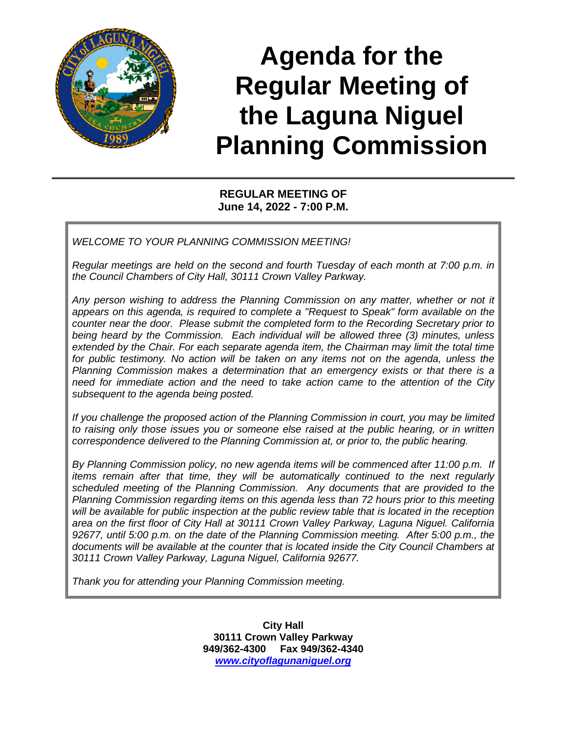# Agenda for the Regular Meeting of the Laguna Niguel Planning Commission

**REGULAR MEETING OF**
**June 14, 2022 - 7:00 P.M.**

*WELCOME TO YOUR PLANNING COMMISSION MEETING!*

*Regular meetings are held on the second and fourth Tuesday of each month at 7:00 p.m. in the Council Chambers of City Hall, 30111 Crown Valley Parkway.*

*Any person wishing to address the Planning Commission on any matter, whether or not it appears on this agenda, is required to complete a "Request to Speak" form available on the counter near the door. Please submit the completed form to the Recording Secretary prior to being heard by the Commission. Each individual will be allowed three (3) minutes, unless extended by the Chair. For each separate agenda item, the Chairman may limit the total time for public testimony. No action will be taken on any items not on the agenda, unless the Planning Commission makes a determination that an emergency exists or that there is a need for immediate action and the need to take action came to the attention of the City subsequent to the agenda being posted.*

*If you challenge the proposed action of the Planning Commission in court, you may be limited to raising only those issues you or someone else raised at the public hearing, or in written correspondence delivered to the Planning Commission at, or prior to, the public hearing.*

*By Planning Commission policy, no new agenda items will be commenced after 11:00 p.m. If items remain after that time, they will be automatically continued to the next regularly scheduled meeting of the Planning Commission. Any documents that are provided to the Planning Commission regarding items on this agenda less than 72 hours prior to this meeting will be available for public inspection at the public review table that is located in the reception area on the first floor of City Hall at 30111 Crown Valley Parkway, Laguna Niguel. California 92677, until 5:00 p.m. on the date of the Planning Commission meeting. After 5:00 p.m., the documents will be available at the counter that is located inside the City Council Chambers at 30111 Crown Valley Parkway, Laguna Niguel, California 92677.*

*Thank you for attending your Planning Commission meeting.*

**City Hall**
**30111 Crown Valley Parkway**
**949/362-4300 Fax 949/362-4340**
***www.cityoflagunaniguel.org***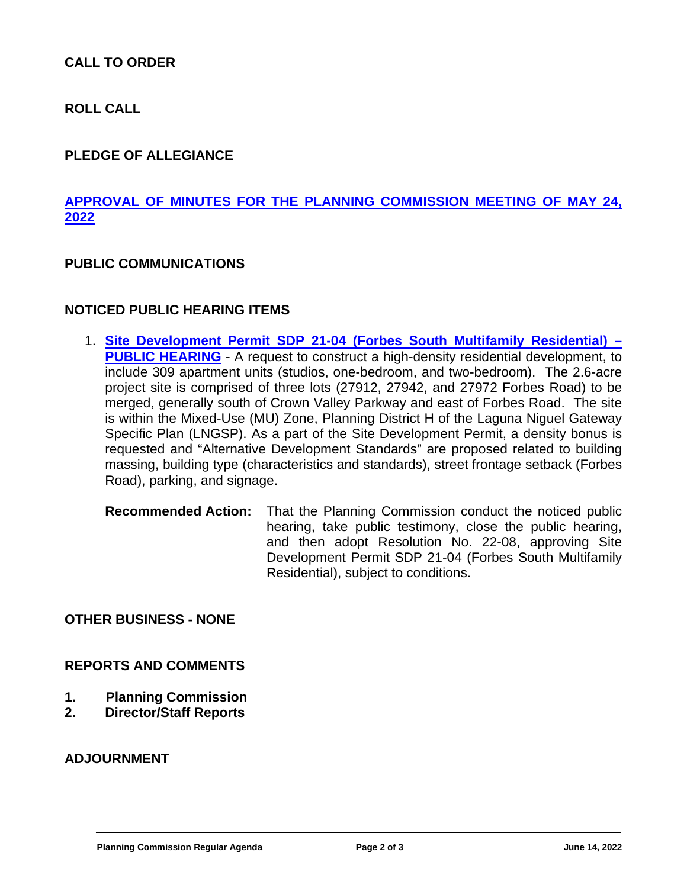**CALL TO ORDER**

**ROLL CALL**

**PLEDGE OF ALLEGIANCE**

**APPROVAL OF MINUTES FOR THE PLANNING COMMISSION MEETING OF MAY 24, 2022**

**PUBLIC COMMUNICATIONS**

**NOTICED PUBLIC HEARING ITEMS**

1. **Site Development Permit SDP 21-04 (Forbes South Multifamily Residential) – PUBLIC HEARING** - A request to construct a high-density residential development, to include 309 apartment units (studios, one-bedroom, and two-bedroom). The 2.6-acre project site is comprised of three lots (27912, 27942, and 27972 Forbes Road) to be merged, generally south of Crown Valley Parkway and east of Forbes Road. The site is within the Mixed-Use (MU) Zone, Planning District H of the Laguna Niguel Gateway Specific Plan (LNGSP). As a part of the Site Development Permit, a density bonus is requested and "Alternative Development Standards" are proposed related to building massing, building type (characteristics and standards), street frontage setback (Forbes Road), parking, and signage.

   **Recommended Action:** That the Planning Commission conduct the noticed public hearing, take public testimony, close the public hearing, and then adopt Resolution No. 22-08, approving Site Development Permit SDP 21-04 (Forbes South Multifamily Residential), subject to conditions.

**OTHER BUSINESS - NONE**

**REPORTS AND COMMENTS**

1. **Planning Commission**
2. **Director/Staff Reports**

**ADJOURNMENT**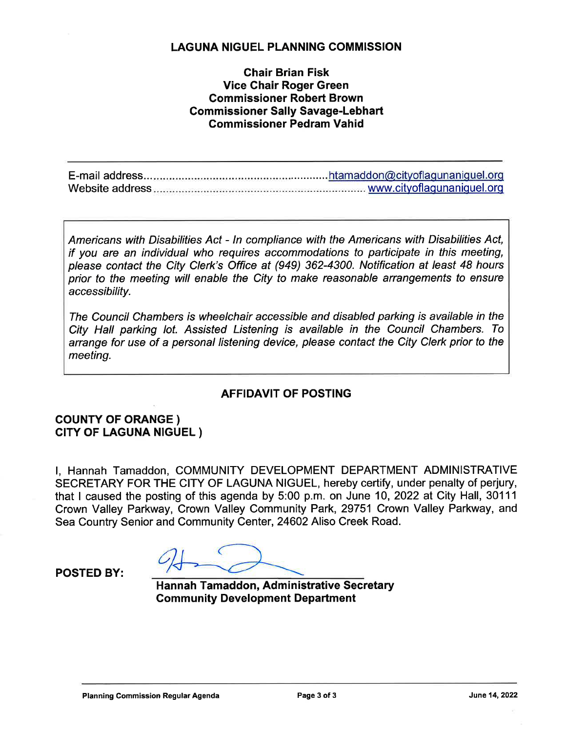**LAGUNA NIGUEL PLANNING COMMISSION**

**Chair Brian Fisk**
**Vice Chair Roger Green**
**Commissioner Robert Brown**
**Commissioner Sally Savage-Lebhart**
**Commissioner Pedram Vahid**

---

E-mail address.......................................................htamaddon@cityoflagunaniguel.org
Website address.......................................................www.cityoflagunaniguel.org

*Americans with Disabilities Act - In compliance with the Americans with Disabilities Act, if you are an individual who requires accommodations to participate in this meeting, please contact the City Clerk's Office at (949) 362-4300. Notification at least 48 hours prior to the meeting will enable the City to make reasonable arrangements to ensure accessibility.*

*The Council Chambers is wheelchair accessible and disabled parking is available in the City Hall parking lot. Assisted Listening is available in the Council Chambers. To arrange for use of a personal listening device, please contact the City Clerk prior to the meeting.*

## AFFIDAVIT OF POSTING

**COUNTY OF ORANGE )**
**CITY OF LAGUNA NIGUEL )**

I, Hannah Tamaddon, COMMUNITY DEVELOPMENT DEPARTMENT ADMINISTRATIVE SECRETARY FOR THE CITY OF LAGUNA NIGUEL, hereby certify, under penalty of perjury, that I caused the posting of this agenda by 5:00 p.m. on June 10, 2022 at City Hall, 30111 Crown Valley Parkway, Crown Valley Community Park, 29751 Crown Valley Parkway, and Sea Country Senior and Community Center, 24602 Aliso Creek Road.

**POSTED BY:**

**Hannah Tamaddon, Administrative Secretary**
**Community Development Department**